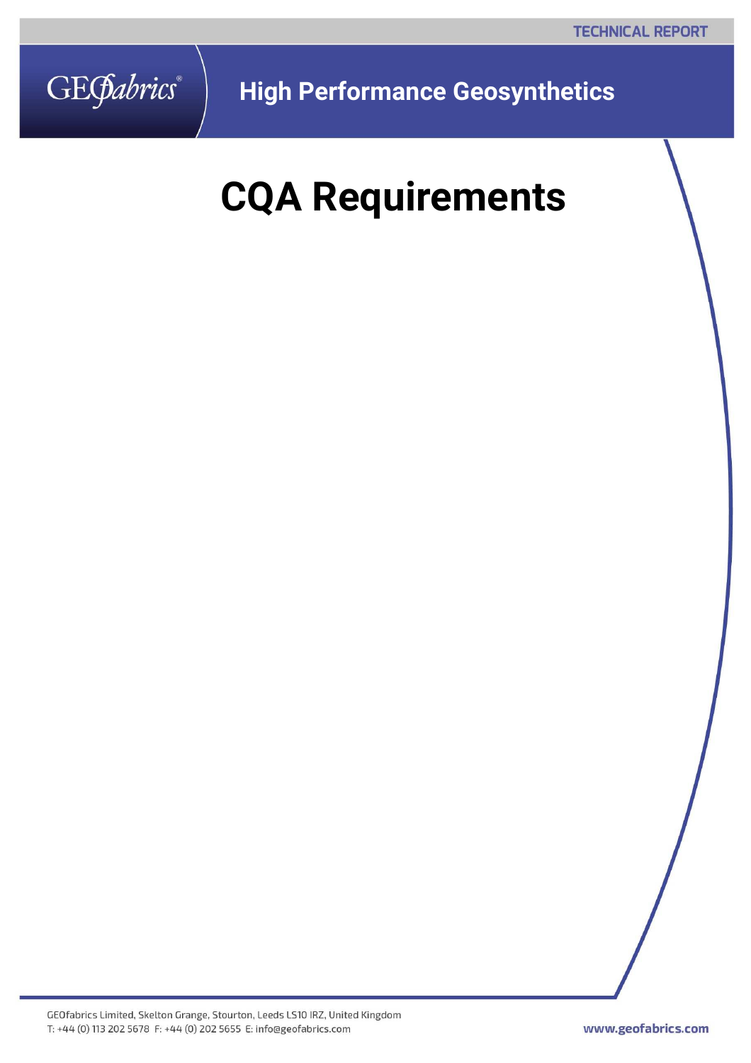TECHNICAL REPORT

GEOfabrics®

High Performance Geosynthetics

# CQA Requirements

GEOfabrics Limited, Skelton Grange, Stourton, Leeds LS10 IRZ, United Kingdom
T: +44 (0) 113 202 5678 F: +44 (0) 202 5655 E: info@geofabrics.com

www.geofabrics.com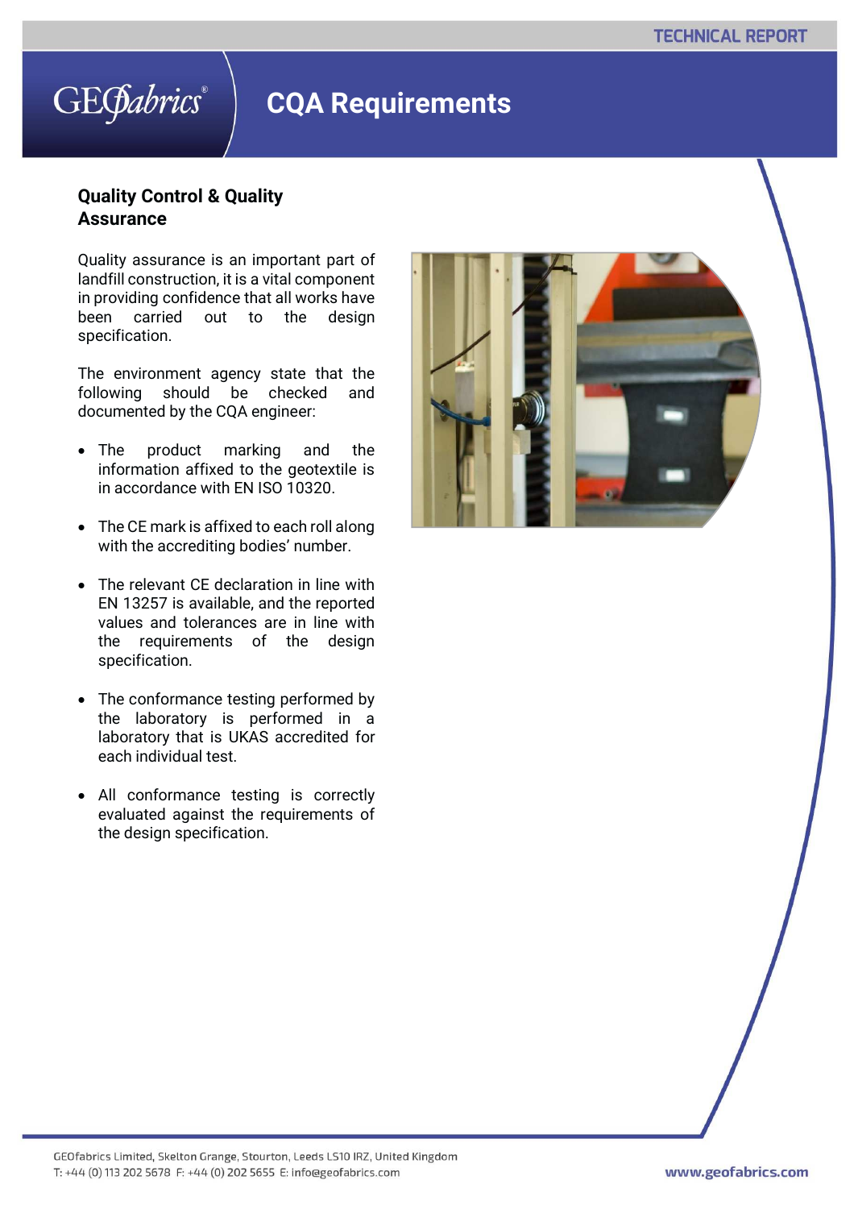# CQA Requirements

## Quality Control & Quality Assurance

Quality assurance is an important part of landfill construction, it is a vital component in providing confidence that all works have been carried out to the design specification.

The environment agency state that the following should be checked and documented by the CQA engineer:

- The product marking and the information affixed to the geotextile is in accordance with EN ISO 10320.
- The CE mark is affixed to each roll along with the accrediting bodies' number.
- The relevant CE declaration in line with EN 13257 is available, and the reported values and tolerances are in line with the requirements of the design specification.
- The conformance testing performed by the laboratory is performed in a laboratory that is UKAS accredited for each individual test.
- All conformance testing is correctly evaluated against the requirements of the design specification.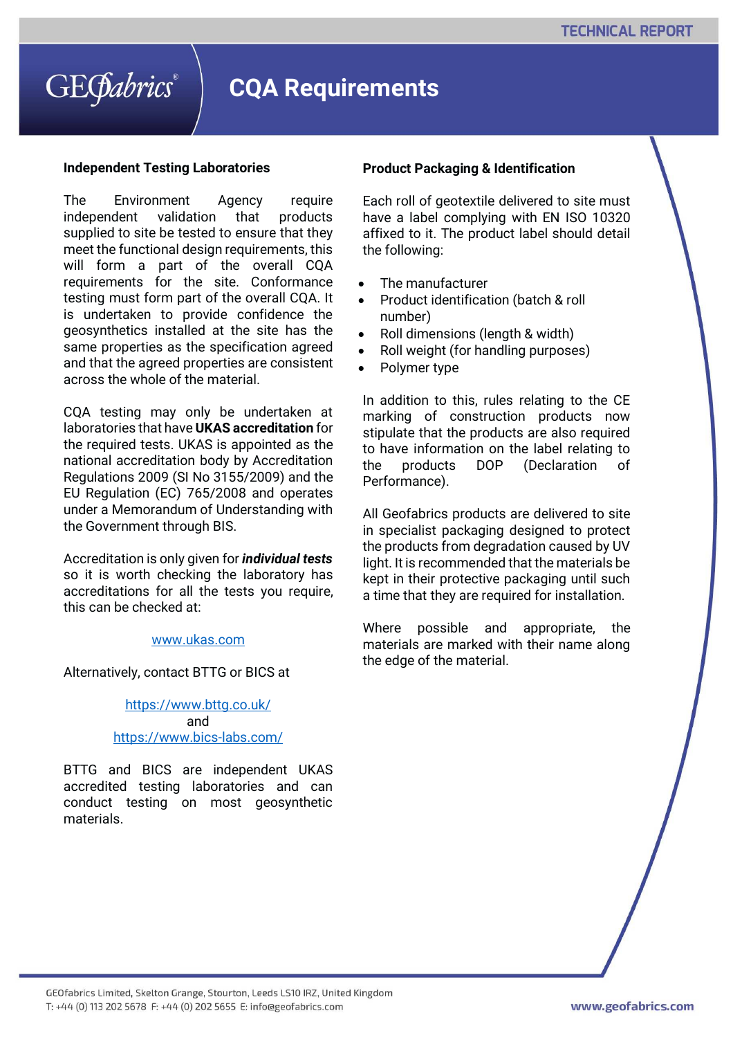# CQA Requirements

## Independent Testing Laboratories

The Environment Agency require independent validation that products supplied to site be tested to ensure that they meet the functional design requirements, this will form a part of the overall CQA requirements for the site. Conformance testing must form part of the overall CQA. It is undertaken to provide confidence the geosynthetics installed at the site has the same properties as the specification agreed and that the agreed properties are consistent across the whole of the material.

CQA testing may only be undertaken at laboratories that have **UKAS accreditation** for the required tests. UKAS is appointed as the national accreditation body by Accreditation Regulations 2009 (SI No 3155/2009) and the EU Regulation (EC) 765/2008 and operates under a Memorandum of Understanding with the Government through BIS.

Accreditation is only given for ***individual tests*** so it is worth checking the laboratory has accreditations for all the tests you require, this can be checked at:

www.ukas.com

Alternatively, contact BTTG or BICS at

https://www.bttg.co.uk/
and
https://www.bics-labs.com/

BTTG and BICS are independent UKAS accredited testing laboratories and can conduct testing on most geosynthetic materials.

## Product Packaging & Identification

Each roll of geotextile delivered to site must have a label complying with EN ISO 10320 affixed to it. The product label should detail the following:

- The manufacturer
- Product identification (batch & roll number)
- Roll dimensions (length & width)
- Roll weight (for handling purposes)
- Polymer type

In addition to this, rules relating to the CE marking of construction products now stipulate that the products are also required to have information on the label relating to the products DOP (Declaration of Performance).

All Geofabrics products are delivered to site in specialist packaging designed to protect the products from degradation caused by UV light. It is recommended that the materials be kept in their protective packaging until such a time that they are required for installation.

Where possible and appropriate, the materials are marked with their name along the edge of the material.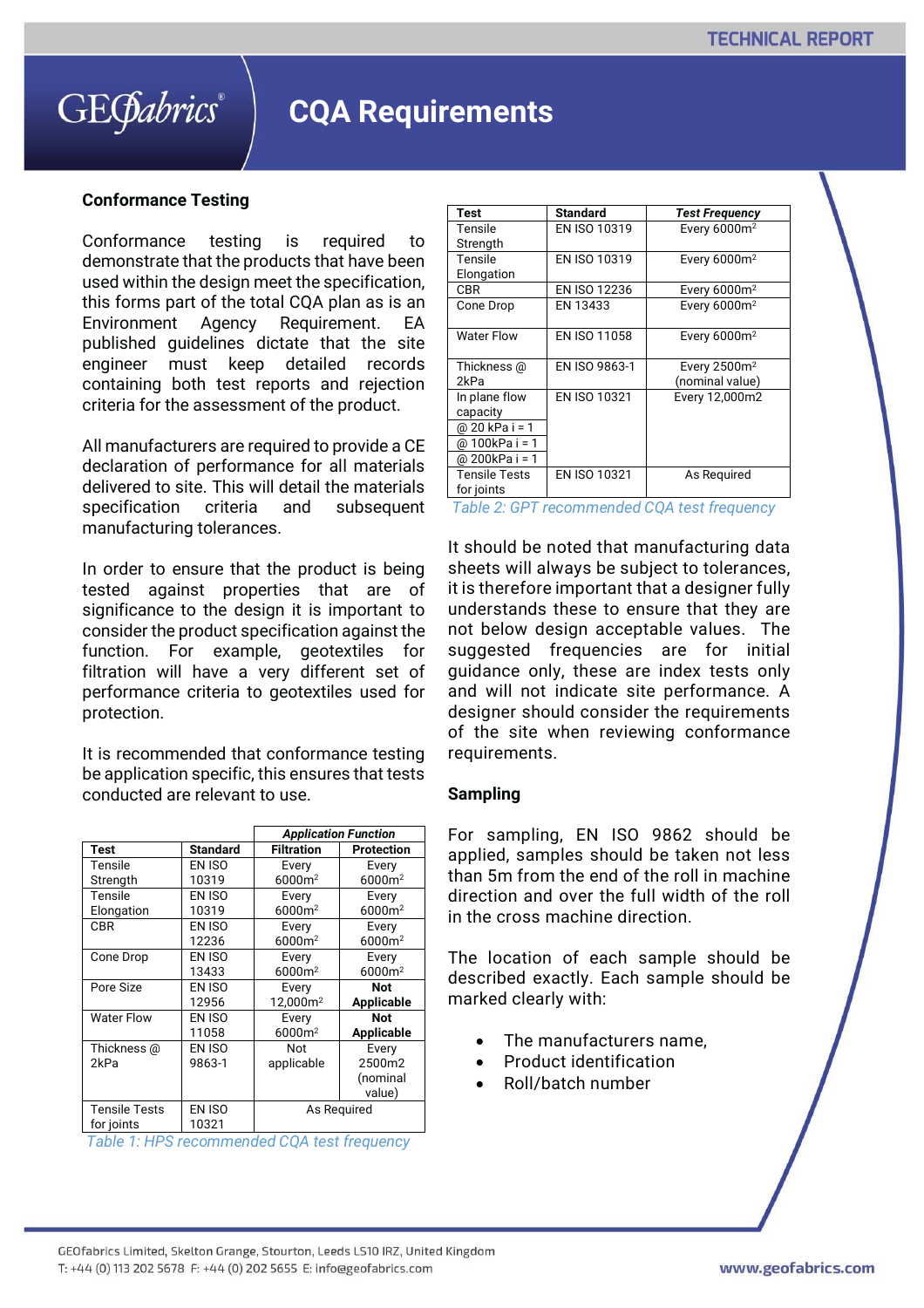# CQA Requirements

## Conformance Testing

Conformance testing is required to demonstrate that the products that have been used within the design meet the specification, this forms part of the total CQA plan as is an Environment Agency Requirement. EA published guidelines dictate that the site engineer must keep detailed records containing both test reports and rejection criteria for the assessment of the product.

All manufacturers are required to provide a CE declaration of performance for all materials delivered to site. This will detail the materials specification criteria and subsequent manufacturing tolerances.

In order to ensure that the product is being tested against properties that are of significance to the design it is important to consider the product specification against the function. For example, geotextiles for filtration will have a very different set of performance criteria to geotextiles used for protection.

It is recommended that conformance testing be application specific, this ensures that tests conducted are relevant to use.

| | | *Application Function* | |
|---|---|---|---|
| **Test** | **Standard** | **Filtration** | **Protection** |
| Tensile Strength | EN ISO 10319 | Every 6000m² | Every 6000m² |
| Tensile Elongation | EN ISO 10319 | Every 6000m² | Every 6000m² |
| CBR | EN ISO 12236 | Every 6000m² | Every 6000m² |
| Cone Drop | EN ISO 13433 | Every 6000m² | Every 6000m² |
| Pore Size | EN ISO 12956 | Every 12,000m² | **Not Applicable** |
| Water Flow | EN ISO 11058 | Every 6000m² | **Not Applicable** |
| Thickness @ 2kPa | EN ISO 9863-1 | Not applicable | Every 2500m2 (nominal value) |
| Tensile Tests for joints | EN ISO 10321 | As Required | |

*Table 1: HPS recommended CQA test frequency*

| **Test** | **Standard** | ***Test Frequency*** |
|---|---|---|
| Tensile Strength | EN ISO 10319 | Every 6000m² |
| Tensile Elongation | EN ISO 10319 | Every 6000m² |
| CBR | EN ISO 12236 | Every 6000m² |
| Cone Drop | EN 13433 | Every 6000m² |
| Water Flow | EN ISO 11058 | Every 6000m² |
| Thickness @ 2kPa | EN ISO 9863-1 | Every 2500m² (nominal value) |
| In plane flow capacity @ 20 kPa i = 1 @ 100kPa i = 1 @ 200kPa i = 1 | EN ISO 10321 | Every 12,000m2 |
| Tensile Tests for joints | EN ISO 10321 | As Required |

*Table 2: GPT recommended CQA test frequency*

It should be noted that manufacturing data sheets will always be subject to tolerances, it is therefore important that a designer fully understands these to ensure that they are not below design acceptable values. The suggested frequencies are for initial guidance only, these are index tests only and will not indicate site performance. A designer should consider the requirements of the site when reviewing conformance requirements.

## Sampling

For sampling, EN ISO 9862 should be applied, samples should be taken not less than 5m from the end of the roll in machine direction and over the full width of the roll in the cross machine direction.

The location of each sample should be described exactly. Each sample should be marked clearly with:

- The manufacturers name,
- Product identification
- Roll/batch number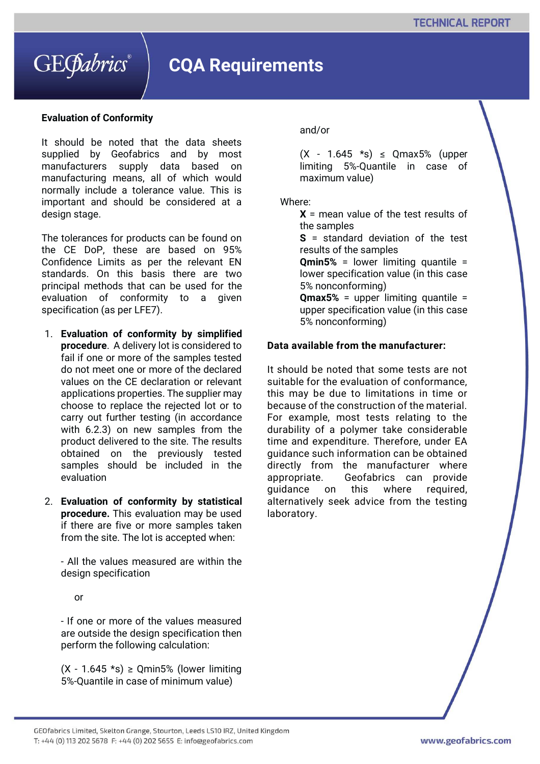# CQA Requirements

## Evaluation of Conformity

It should be noted that the data sheets supplied by Geofabrics and by most manufacturers supply data based on manufacturing means, all of which would normally include a tolerance value. This is important and should be considered at a design stage.

The tolerances for products can be found on the CE DoP, these are based on 95% Confidence Limits as per the relevant EN standards. On this basis there are two principal methods that can be used for the evaluation of conformity to a given specification (as per LFE7).

1. **Evaluation of conformity by simplified procedure**. A delivery lot is considered to fail if one or more of the samples tested do not meet one or more of the declared values on the CE declaration or relevant applications properties. The supplier may choose to replace the rejected lot or to carry out further testing (in accordance with 6.2.3) on new samples from the product delivered to the site. The results obtained on the previously tested samples should be included in the evaluation

2. **Evaluation of conformity by statistical procedure.** This evaluation may be used if there are five or more samples taken from the site. The lot is accepted when:

   - All the values measured are within the design specification

   or

   - If one or more of the values measured are outside the design specification then perform the following calculation:

   $(X - 1.645 * s) \geq Qmin5\%$ (lower limiting 5%-Quantile in case of minimum value)

   and/or

   $(X - 1.645 * s) \leq Qmax5\%$ (upper limiting 5%-Quantile in case of maximum value)

Where:

**X** = mean value of the test results of the samples
**S** = standard deviation of the test results of the samples
**Qmin5%** = lower limiting quantile = lower specification value (in this case 5% nonconforming)
**Qmax5%** = upper limiting quantile = upper specification value (in this case 5% nonconforming)

## Data available from the manufacturer:

It should be noted that some tests are not suitable for the evaluation of conformance, this may be due to limitations in time or because of the construction of the material. For example, most tests relating to the durability of a polymer take considerable time and expenditure. Therefore, under EA guidance such information can be obtained directly from the manufacturer where appropriate. Geofabrics can provide guidance on this where required, alternatively seek advice from the testing laboratory.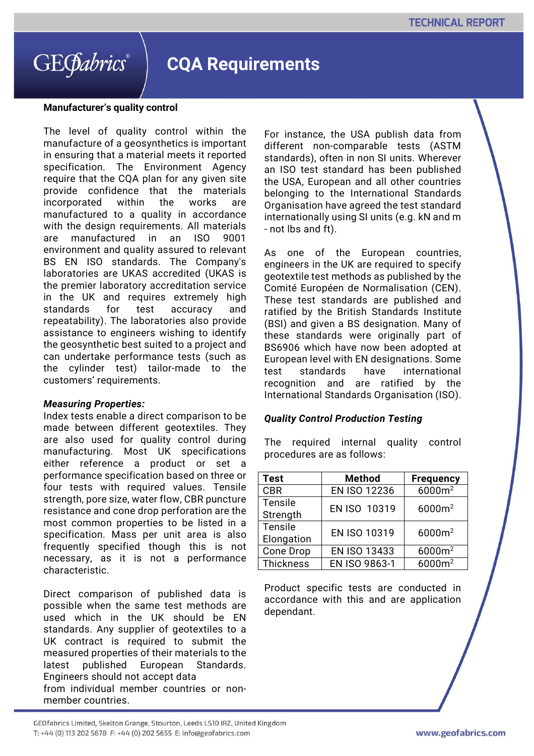# CQA Requirements

**Manufacturer's quality control**

The level of quality control within the manufacture of a geosynthetics is important in ensuring that a material meets it reported specification. The Environment Agency require that the CQA plan for any given site provide confidence that the materials incorporated within the works are manufactured to a quality in accordance with the design requirements. All materials are manufactured in an ISO 9001 environment and quality assured to relevant BS EN ISO standards. The Company's laboratories are UKAS accredited (UKAS is the premier laboratory accreditation service in the UK and requires extremely high standards for test accuracy and repeatability). The laboratories also provide assistance to engineers wishing to identify the geosynthetic best suited to a project and can undertake performance tests (such as the cylinder test) tailor-made to the customers' requirements.

***Measuring Properties:***

Index tests enable a direct comparison to be made between different geotextiles. They are also used for quality control during manufacturing. Most UK specifications either reference a product or set a performance specification based on three or four tests with required values. Tensile strength, pore size, water flow, CBR puncture resistance and cone drop perforation are the most common properties to be listed in a specification. Mass per unit area is also frequently specified though this is not necessary, as it is not a performance characteristic.

Direct comparison of published data is possible when the same test methods are used which in the UK should be EN standards. Any supplier of geotextiles to a UK contract is required to submit the measured properties of their materials to the latest published European Standards. Engineers should not accept data from individual member countries or non-member countries.

For instance, the USA publish data from different non-comparable tests (ASTM standards), often in non SI units. Wherever an ISO test standard has been published the USA, European and all other countries belonging to the International Standards Organisation have agreed the test standard internationally using SI units (e.g. kN and m - not lbs and ft).

As one of the European countries, engineers in the UK are required to specify geotextile test methods as published by the Comité Européen de Normalisation (CEN). These test standards are published and ratified by the British Standards Institute (BSI) and given a BS designation. Many of these standards were originally part of BS6906 which have now been adopted at European level with EN designations. Some test standards have international recognition and are ratified by the International Standards Organisation (ISO).

***Quality Control Production Testing***

The required internal quality control procedures are as follows:

| Test | Method | Frequency |
|---|---|---|
| CBR | EN ISO 12236 | 6000m$^2$ |
| Tensile Strength | EN ISO 10319 | 6000m$^2$ |
| Tensile Elongation | EN ISO 10319 | 6000m$^2$ |
| Cone Drop | EN ISO 13433 | 6000m$^2$ |
| Thickness | EN ISO 9863-1 | 6000m$^2$ |

Product specific tests are conducted in accordance with this and are application dependant.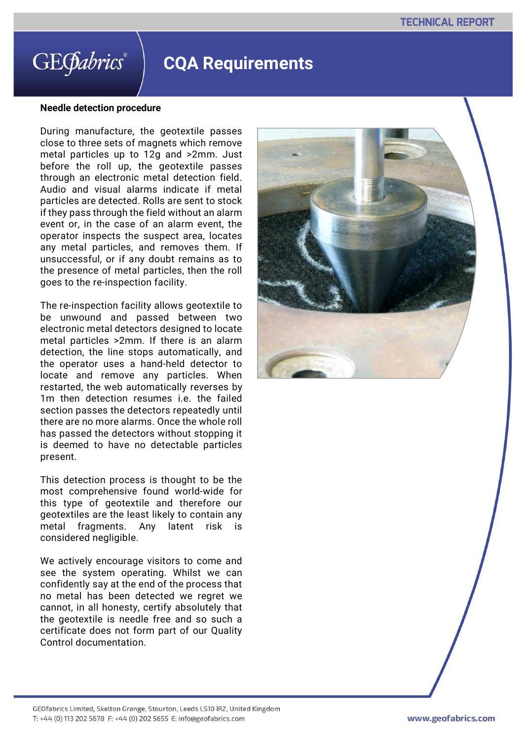# CQA Requirements

### Needle detection procedure

During manufacture, the geotextile passes close to three sets of magnets which remove metal particles up to 12g and >2mm. Just before the roll up, the geotextile passes through an electronic metal detection field. Audio and visual alarms indicate if metal particles are detected. Rolls are sent to stock if they pass through the field without an alarm event or, in the case of an alarm event, the operator inspects the suspect area, locates any metal particles, and removes them. If unsuccessful, or if any doubt remains as to the presence of metal particles, then the roll goes to the re-inspection facility.

The re-inspection facility allows geotextile to be unwound and passed between two electronic metal detectors designed to locate metal particles >2mm. If there is an alarm detection, the line stops automatically, and the operator uses a hand-held detector to locate and remove any particles. When restarted, the web automatically reverses by 1m then detection resumes i.e. the failed section passes the detectors repeatedly until there are no more alarms. Once the whole roll has passed the detectors without stopping it is deemed to have no detectable particles present.

This detection process is thought to be the most comprehensive found world-wide for this type of geotextile and therefore our geotextiles are the least likely to contain any metal fragments. Any latent risk is considered negligible.

We actively encourage visitors to come and see the system operating. Whilst we can confidently say at the end of the process that no metal has been detected we regret we cannot, in all honesty, certify absolutely that the geotextile is needle free and so such a certificate does not form part of our Quality Control documentation.